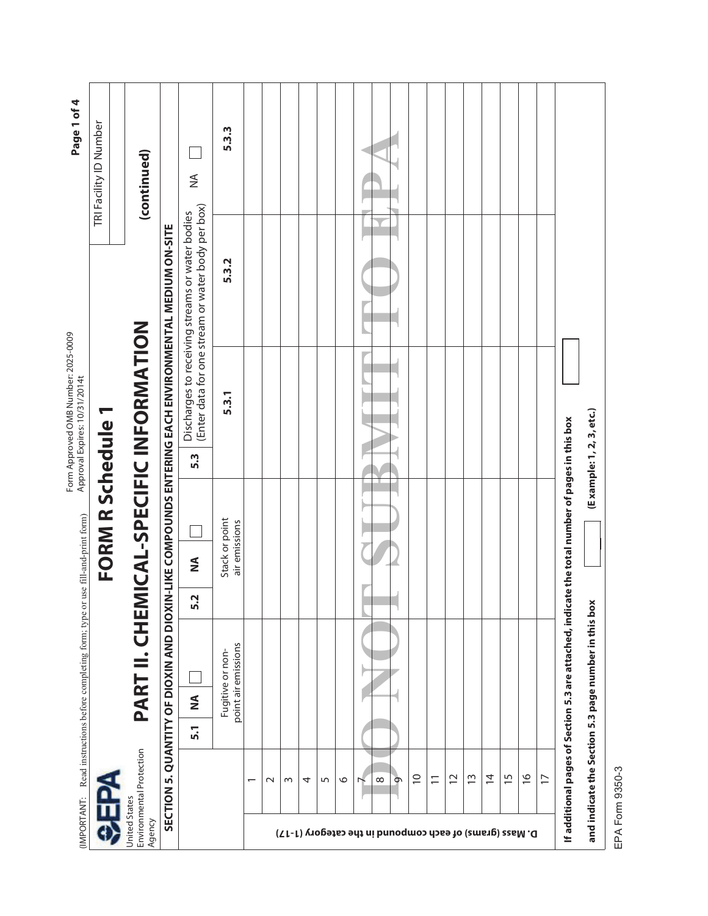(IMPORTANT: Read instructions before completing form; type or use fill-and-print form)

Form Approved OMB Number: 2025-0009
Approval Expires: 10/31/2014t

EPA
United States Environmental Protection Agency

# FORM R Schedule 1

TRI Facility ID Number

## PART II. CHEMICAL-SPECIFIC INFORMATION (continued)

### SECTION 5. QUANTITY OF DIOXIN AND DIOXIN-LIKE COMPOUNDS ENTERING EACH ENVIRONMENTAL MEDIUM ON-SITE

| | | 5.1 NA ☐ | 5.2 NA ☐ | 5.3 Discharges to receiving streams or water bodies (Enter data for one stream or water body per box) NA ☐ | | |
|---|---|---|---|---|---|---|
| | | Fugitive or non-point air emissions | Stack or point air emissions | 5.3.1 | 5.3.2 | 5.3.3 |
| D. Mass (grams) of each compound in the category (1-17) | 1 | | | | | |
| | 2 | | | | | |
| | 3 | | | | | |
| | 4 | | | | | |
| | 5 | | | | | |
| | 6 | | | | | |
| | 7 | | | | | |
| | 8 | | | | | |
| | 9 | | | | | |
| | 10 | | | | | |
| | 11 | | | | | |
| | 12 | | | | | |
| | 13 | | | | | |
| | 14 | | | | | |
| | 15 | | | | | |
| | 16 | | | | | |
| | 17 | | | | | |

**If additional pages of Section 5.3 are attached, indicate the total number of pages in this box** ☐

**and indicate the Section 5.3 page number in this box** ☐ **(Example: 1, 2, 3, etc.)**

DO NOT SUBMIT TO EPA

EPA Form 9350-3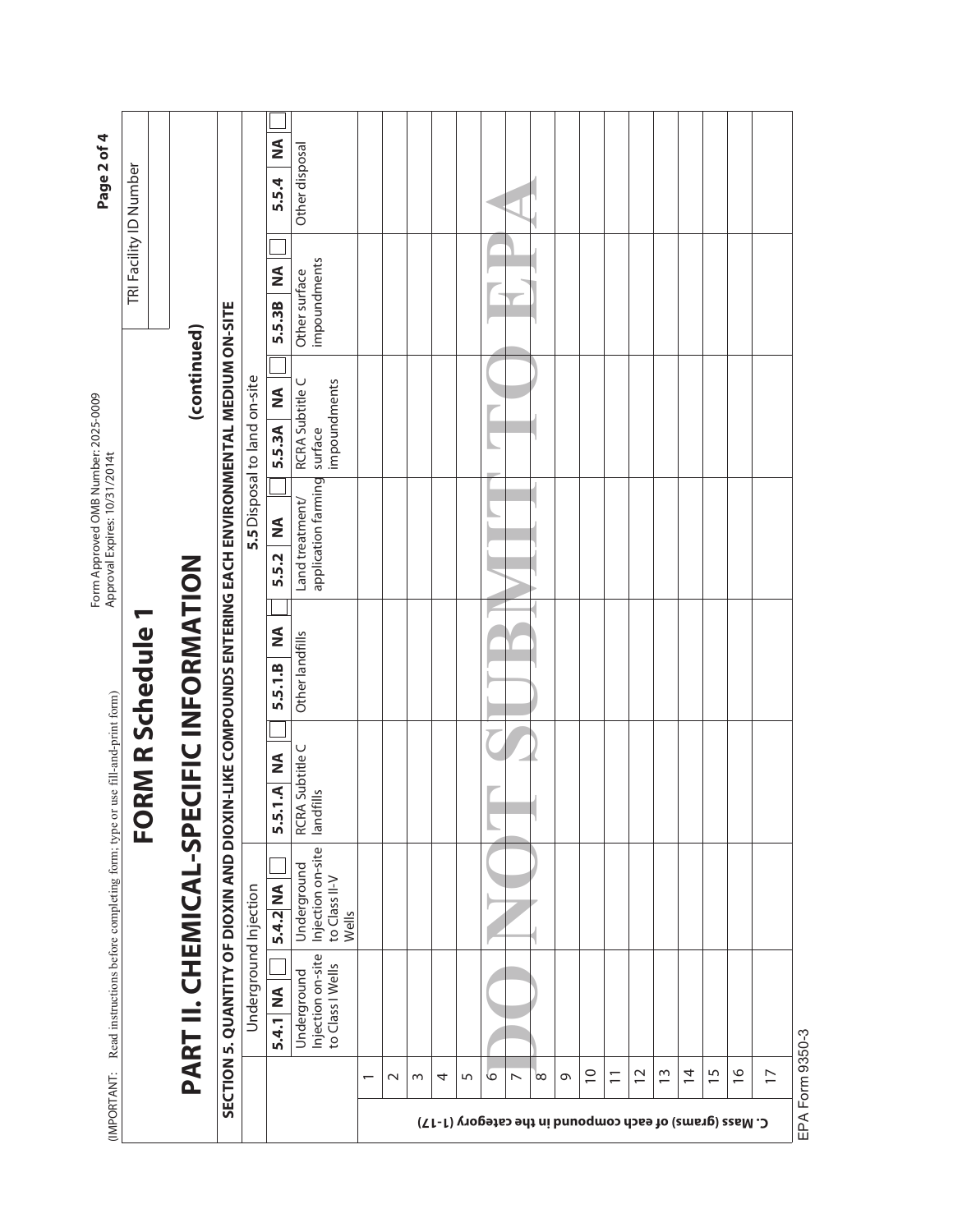(IMPORTANT: Read instructions before completing form; type or use fill-and-print form)

Form Approved OMB Number: 2025-0009
Approval Expires: 10/31/2014t

TRI Facility ID Number

# FORM R Schedule 1

## PART II. CHEMICAL-SPECIFIC INFORMATION (continued)

### SECTION 5. QUANTITY OF DIOXIN AND DIOXIN-LIKE COMPOUNDS ENTERING EACH ENVIRONMENTAL MEDIUM ON-SITE

| | Underground Injection | | 5.5 Disposal to land on-site | | | | | |
|---|---|---|---|---|---|---|---|---|
| | 5.4.1 NA ☐ | 5.4.2 NA ☐ | 5.5.1.A NA ☐ | 5.5.1.B NA ☐ | 5.5.2 NA ☐ | 5.5.3A NA ☐ | 5.5.3B NA ☐ | 5.5.4 NA ☐ |
| **C. Mass (grams) of each compound in the category (1-17)** | Underground Injection on-site to Class I Wells | Underground Injection on-site to Class II-V Wells | RCRA Subtitle C landfills | Other landfills | Land treatment/ application farming | RCRA Subtitle C surface impoundments | Other surface impoundments | Other disposal |
| 1 | | | | | | | | |
| 2 | | | | | | | | |
| 3 | | | | | | | | |
| 4 | | | | | | | | |
| 5 | | | | | | | | |
| 6 | | | | | | | | |
| 7 | | | | | | | | |
| 8 | | | | | | | | |
| 9 | | | | | | | | |
| 10 | | | | | | | | |
| 11 | | | | | | | | |
| 12 | | | | | | | | |
| 13 | | | | | | | | |
| 14 | | | | | | | | |
| 15 | | | | | | | | |
| 16 | | | | | | | | |
| 17 | | | | | | | | |

DO NOT SUBMIT TO EPA

EPA Form 9350-3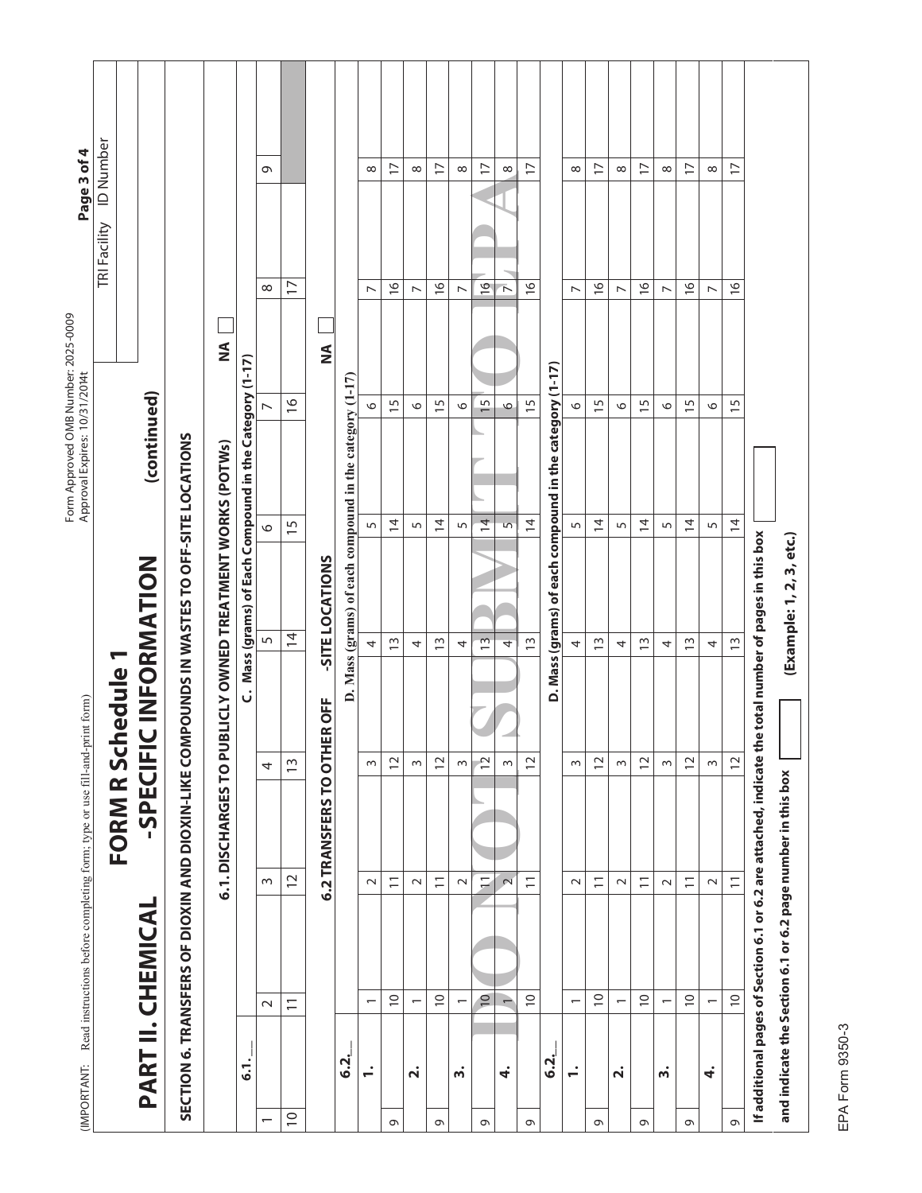(IMPORTANT: Read instructions before completing form; type or use fill-and-print form)

Form Approved OMB Number: 2025-0009
Approval Expires: 10/31/2014t

| TRI Facility ID Number |
|---|
| |

# FORM R Schedule 1

## PART II. CHEMICAL-SPECIFIC INFORMATION (continued)

### SECTION 6. TRANSFERS OF DIOXIN AND DIOXIN-LIKE COMPOUNDS IN WASTES TO OFF-SITE LOCATIONS

#### 6.1. DISCHARGES TO PUBLICLY OWNED TREATMENT WORKS (POTWs) NA ☐

6.1.__

C. Mass (grams) of Each Compound in the Category (1-17)

| 1 | 2 | 3 | 4 | 5 | 6 | 7 | 8 | 9 |
|---|---|---|---|---|---|---|---|---|
| 10 | 11 | 12 | 13 | 14 | 15 | 16 | 17 | |

#### 6.2 TRANSFERS TO OTHER OFF-SITE LOCATIONS NA ☐

6.2.__

D. Mass (grams) of each compound in the category (1-17)

| | | | | | | | | | |
|---|---|---|---|---|---|---|---|---|---|
| **1.** | 1 | 2 | 3 | 4 | 5 | 6 | 7 | 8 |
| 9 | 10 | 11 | 12 | 13 | 14 | 15 | 16 | 17 |
| **2.** | 1 | 2 | 3 | 4 | 5 | 6 | 7 | 8 |
| 9 | 10 | 11 | 12 | 13 | 14 | 15 | 16 | 17 |
| **3.** | 1 | 2 | 3 | 4 | 5 | 6 | 7 | 8 |
| 9 | 10 | 11 | 12 | 13 | 14 | 15 | 16 | 17 |
| **4.** 1 | | 2 | 3 | 4 | 5 | 6 | 7 | 8 |
| 9 | 10 | 11 | 12 | 13 | 14 | 15 | 16 | 17 |

6.2.__

D. Mass (grams) of each compound in the category (1-17)

| | | | | | | | | |
|---|---|---|---|---|---|---|---|---|
| **1.** | 1 | 2 | 3 | 4 | 5 | 6 | 7 | 8 |
| 9 | 10 | 11 | 12 | 13 | 14 | 15 | 16 | 17 |
| **2.** | 1 | 2 | 3 | 4 | 5 | 6 | 7 | 8 |
| 9 | 10 | 11 | 12 | 13 | 14 | 15 | 16 | 17 |
| **3.** | 1 | 2 | 3 | 4 | 5 | 6 | 7 | 8 |
| 9 | 10 | 11 | 12 | 13 | 14 | 15 | 16 | 17 |
| **4.** | 1 | 2 | 3 | 4 | 5 | 6 | 7 | 8 |
| 9 | 10 | 11 | 12 | 13 | 14 | 15 | 16 | 17 |

**If additional pages of Section 6.1 or 6.2 are attached, indicate the total number of pages in this box** ☐

**and indicate the Section 6.1 or 6.2 page number in this box** ☐ **(Example: 1, 2, 3, etc.)**

DO NOT SUBMIT TO EPA

EPA Form 9350-3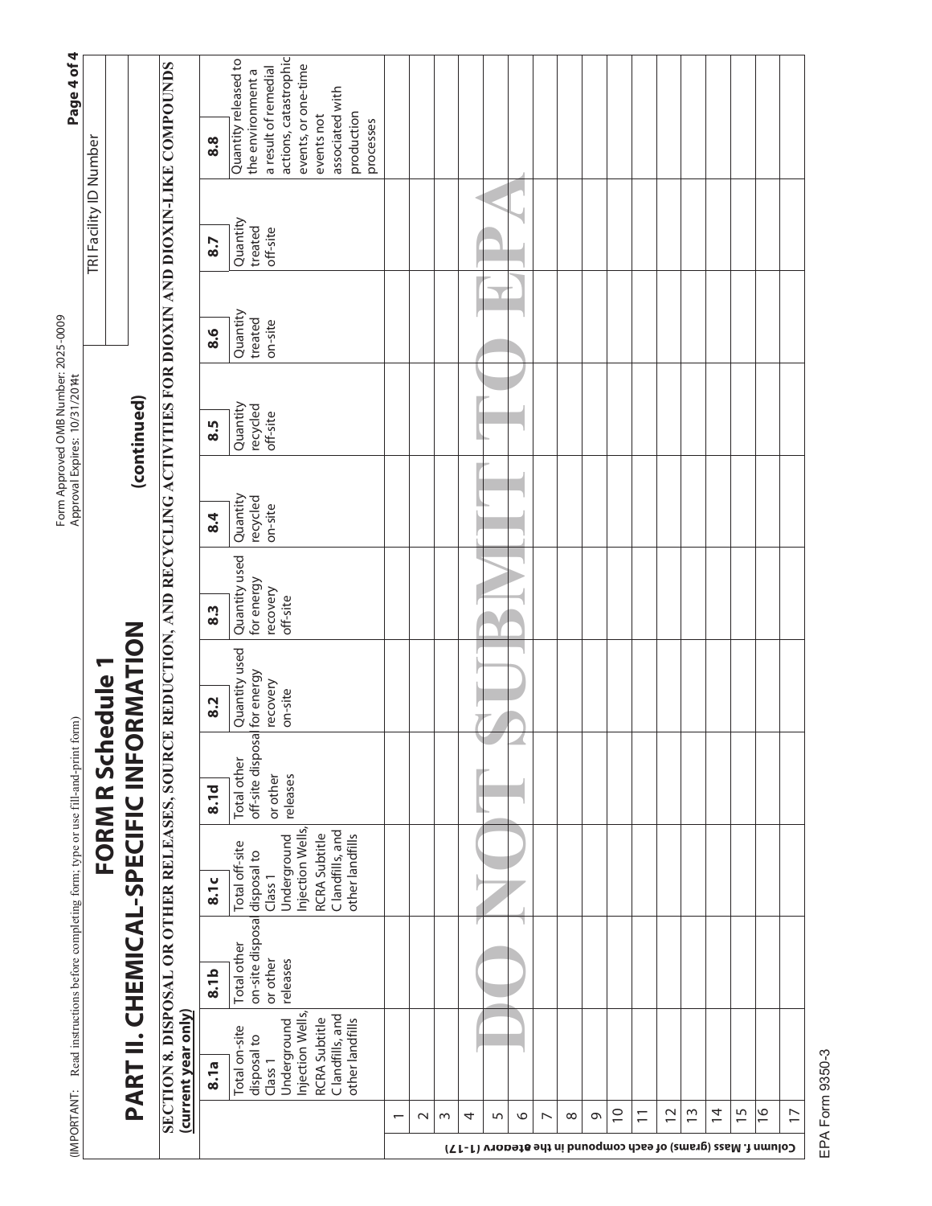(IMPORTANT: Read instructions before completing form; type or use fill-and-print form)

Form Approved OMB Number: 2025-0009
Approval Expires: 10/31/2014

TRI Facility ID Number

# FORM R Schedule 1

## PART II. CHEMICAL-SPECIFIC INFORMATION (continued)

### SECTION 8. DISPOSAL OR OTHER RELEASES, SOURCE REDUCTION, AND RECYCLING ACTIVITIES FOR DIOXIN AND DIOXIN-LIKE COMPOUNDS (current year only)

| Column f. Mass (grams) of each compound in the category (1-17) | 8.1a Total on-site disposal to Class 1 Underground Injection Wells, RCRA Subtitle C landfills, and other landfills | 8.1b Total other on-site disposal or other releases | 8.1c Total off-site disposal to Class 1 Underground Injection Wells, RCRA Subtitle C landfills, and other landfills | 8.1d Total other off-site disposal or other releases | 8.2 Quantity used for energy recovery on-site | 8.3 Quantity used for energy recovery off-site | 8.4 Quantity recycled on-site | 8.5 Quantity recycled off-site | 8.6 Quantity treated on-site | 8.7 Quantity treated off-site | 8.8 Quantity released to the environment a a result of remedial actions, catastrophic events, or one-time events not associated with production processes |
|---|---|---|---|---|---|---|---|---|---|---|---|
| 1 | | | | | | | | | | | |
| 2 | | | | | | | | | | | |
| 3 | | | | | | | | | | | |
| 4 | | | | | | | | | | | |
| 5 | | | | | | | | | | | |
| 6 | | | | | | | | | | | |
| 7 | | | | | | | | | | | |
| 8 | | | | | | | | | | | |
| 9 | | | | | | | | | | | |
| 10 | | | | | | | | | | | |
| 11 | | | | | | | | | | | |
| 12 | | | | | | | | | | | |
| 13 | | | | | | | | | | | |
| 14 | | | | | | | | | | | |
| 15 | | | | | | | | | | | |
| 16 | | | | | | | | | | | |
| 17 | | | | | | | | | | | |

DO NOT SUBMIT TO EPA

EPA Form 9350-3